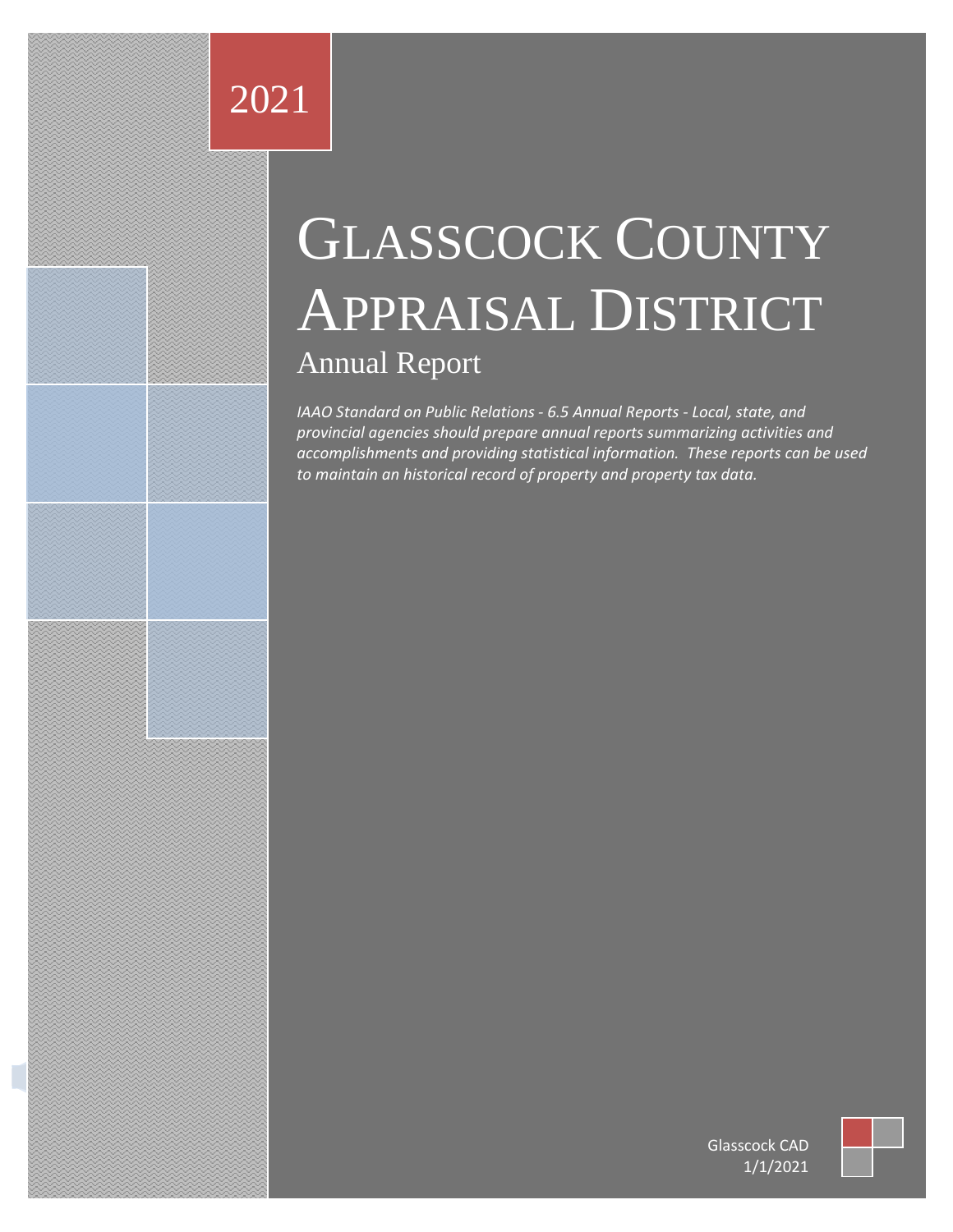2021

# Glasscock County Appraisal District

## Annual Report

*IAAO Standard on Public Relations - 6.5 Annual Reports - Local, state, and provincial agencies should prepare annual reports summarizing activities and accomplishments and providing statistical information. These reports can be used to maintain an historical record of property and property tax data.*

Glasscock CAD
1/1/2021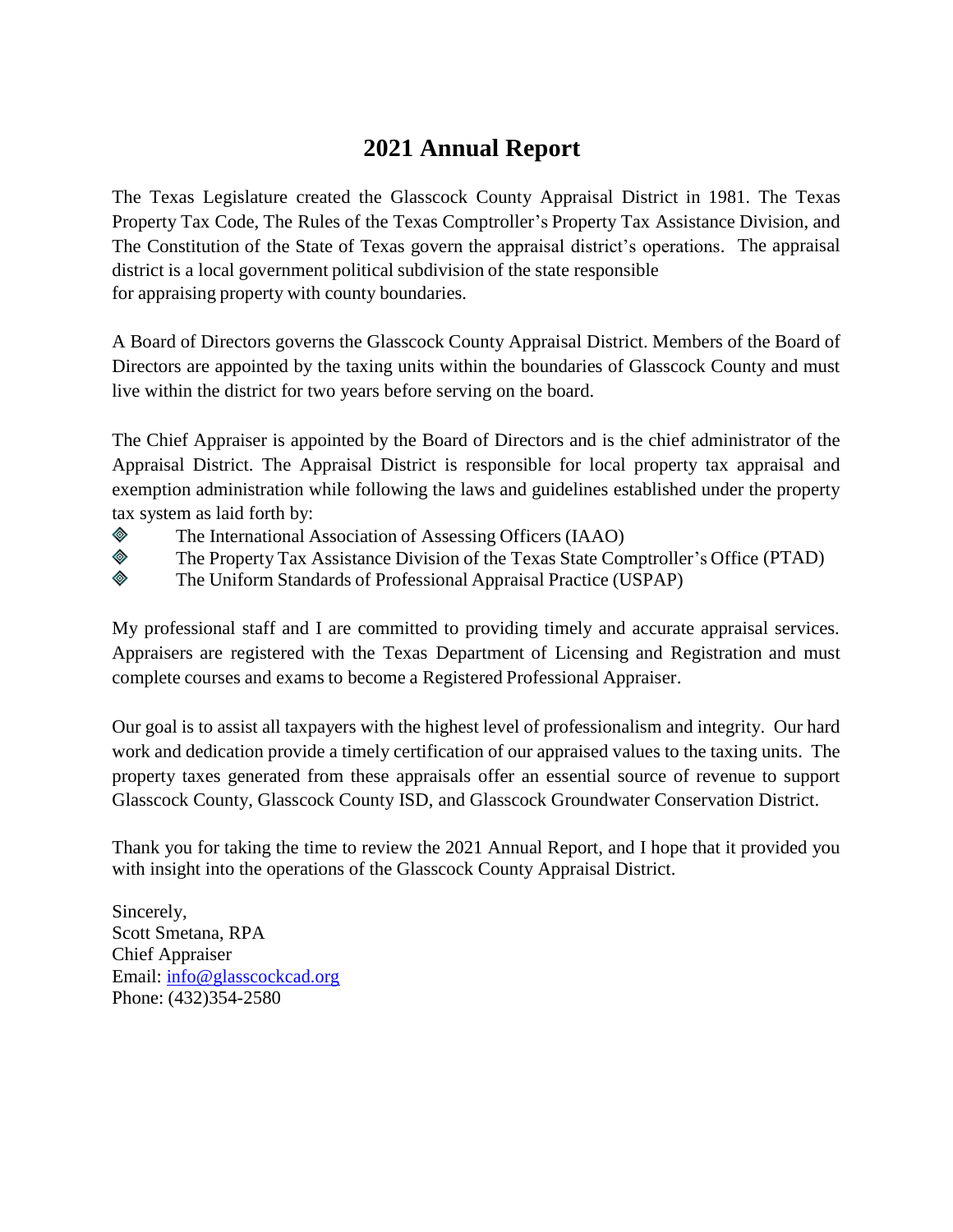# 2021 Annual Report

The Texas Legislature created the Glasscock County Appraisal District in 1981. The Texas Property Tax Code, The Rules of the Texas Comptroller's Property Tax Assistance Division, and The Constitution of the State of Texas govern the appraisal district's operations. The appraisal district is a local government political subdivision of the state responsible for appraising property with county boundaries.

A Board of Directors governs the Glasscock County Appraisal District. Members of the Board of Directors are appointed by the taxing units within the boundaries of Glasscock County and must live within the district for two years before serving on the board.

The Chief Appraiser is appointed by the Board of Directors and is the chief administrator of the Appraisal District. The Appraisal District is responsible for local property tax appraisal and exemption administration while following the laws and guidelines established under the property tax system as laid forth by:

- The International Association of Assessing Officers (IAAO)
- The Property Tax Assistance Division of the Texas State Comptroller's Office (PTAD)
- The Uniform Standards of Professional Appraisal Practice (USPAP)

My professional staff and I are committed to providing timely and accurate appraisal services. Appraisers are registered with the Texas Department of Licensing and Registration and must complete courses and exams to become a Registered Professional Appraiser.

Our goal is to assist all taxpayers with the highest level of professionalism and integrity. Our hard work and dedication provide a timely certification of our appraised values to the taxing units. The property taxes generated from these appraisals offer an essential source of revenue to support Glasscock County, Glasscock County ISD, and Glasscock Groundwater Conservation District.

Thank you for taking the time to review the 2021 Annual Report, and I hope that it provided you with insight into the operations of the Glasscock County Appraisal District.

Sincerely,
Scott Smetana, RPA
Chief Appraiser
Email: info@glasscockcad.org
Phone: (432)354-2580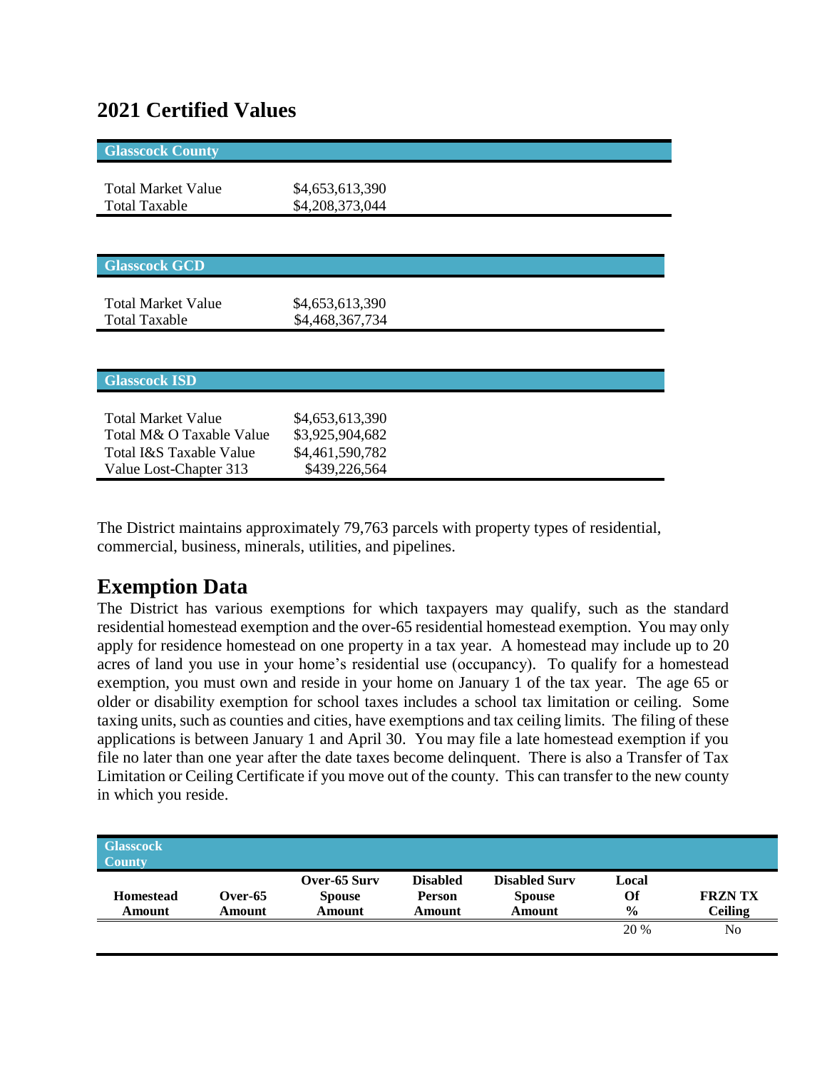## 2021 Certified Values

| Glasscock County | |
|---|---|
| Total Market Value | $4,653,613,390 |
| Total Taxable | $4,208,373,044 |

| Glasscock GCD | |
|---|---|
| Total Market Value | $4,653,613,390 |
| Total Taxable | $4,468,367,734 |

| Glasscock ISD | |
|---|---|
| Total Market Value | $4,653,613,390 |
| Total M& O Taxable Value | $3,925,904,682 |
| Total I&S Taxable Value | $4,461,590,782 |
| Value Lost-Chapter 313 | $439,226,564 |

The District maintains approximately 79,763 parcels with property types of residential, commercial, business, minerals, utilities, and pipelines.

## Exemption Data

The District has various exemptions for which taxpayers may qualify, such as the standard residential homestead exemption and the over-65 residential homestead exemption. You may only apply for residence homestead on one property in a tax year. A homestead may include up to 20 acres of land you use in your home's residential use (occupancy). To qualify for a homestead exemption, you must own and reside in your home on January 1 of the tax year. The age 65 or older or disability exemption for school taxes includes a school tax limitation or ceiling. Some taxing units, such as counties and cities, have exemptions and tax ceiling limits. The filing of these applications is between January 1 and April 30. You may file a late homestead exemption if you file no later than one year after the date taxes become delinquent. There is also a Transfer of Tax Limitation or Ceiling Certificate if you move out of the county. This can transfer to the new county in which you reside.

| Glasscock County | | | | | | |
|---|---|---|---|---|---|---|
| **Homestead Amount** | **Over-65 Amount** | **Over-65 Surv Spouse Amount** | **Disabled Person Amount** | **Disabled Surv Spouse Amount** | **Local Of %** | **FRZN TX Ceiling** |
| | | | | | 20 % | No |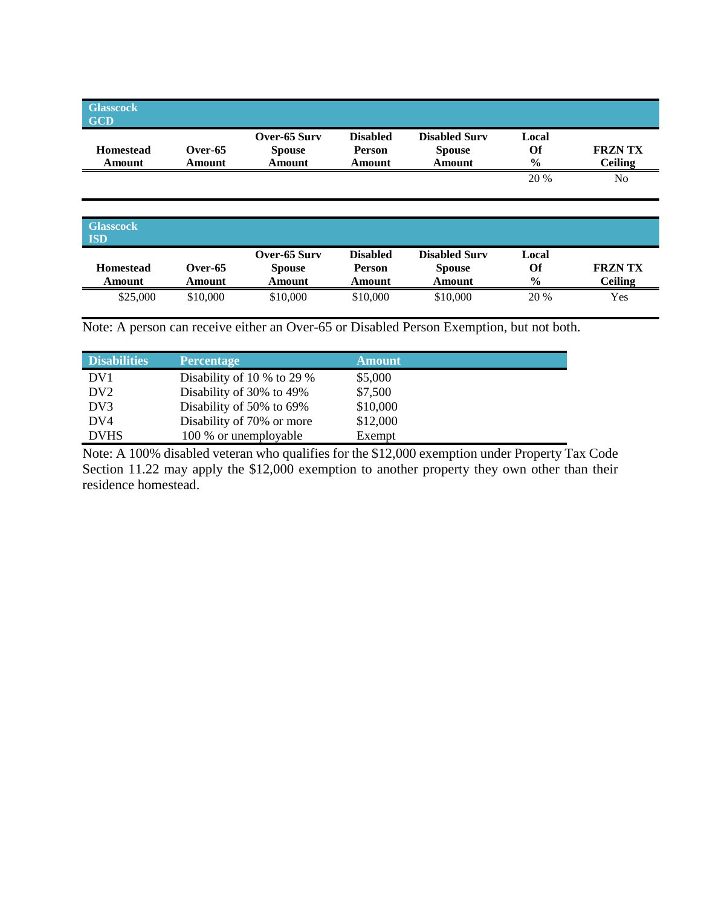| Glasscock GCD | | | | | | |
|---|---|---|---|---|---|---|
| **Homestead Amount** | **Over-65 Amount** | **Over-65 Surv Spouse Amount** | **Disabled Person Amount** | **Disabled Surv Spouse Amount** | **Local Of %** | **FRZN TX Ceiling** |
| | | | | | 20 % | No |

| Glasscock ISD | | | | | | |
|---|---|---|---|---|---|---|
| **Homestead Amount** | **Over-65 Amount** | **Over-65 Surv Spouse Amount** | **Disabled Person Amount** | **Disabled Surv Spouse Amount** | **Local Of %** | **FRZN TX Ceiling** |
| $25,000 | $10,000 | $10,000 | $10,000 | $10,000 | 20 % | Yes |

Note: A person can receive either an Over-65 or Disabled Person Exemption, but not both.

| Disabilities | Percentage | Amount |
|---|---|---|
| DV1 | Disability of 10 % to 29 % | $5,000 |
| DV2 | Disability of 30% to 49% | $7,500 |
| DV3 | Disability of 50% to 69% | $10,000 |
| DV4 | Disability of 70% or more | $12,000 |
| DVHS | 100 % or unemployable | Exempt |

Note: A 100% disabled veteran who qualifies for the $12,000 exemption under Property Tax Code Section 11.22 may apply the $12,000 exemption to another property they own other than their residence homestead.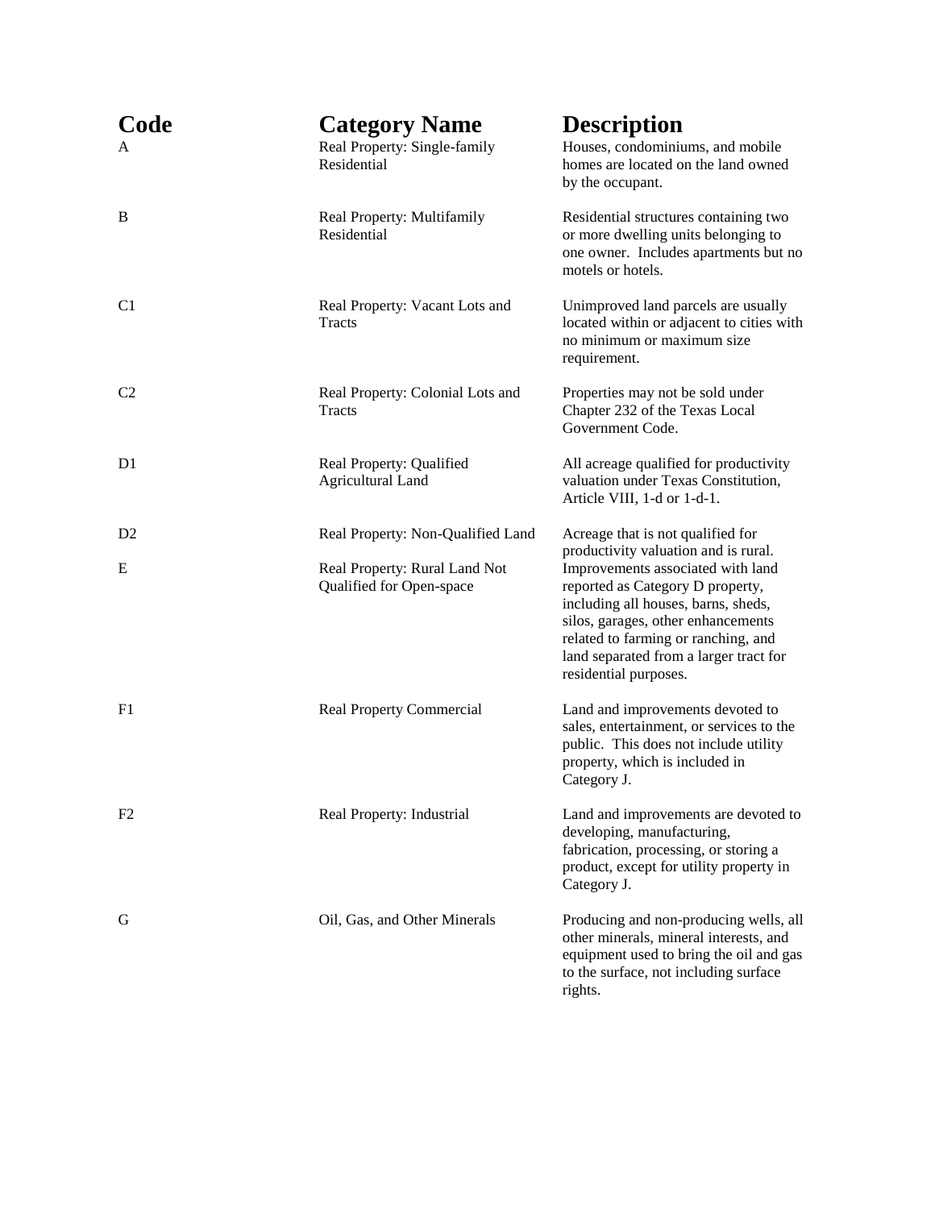| Code | Category Name | Description |
| --- | --- | --- |
| A | Real Property: Single-family Residential | Houses, condominiums, and mobile homes are located on the land owned by the occupant. |
| B | Real Property: Multifamily Residential | Residential structures containing two or more dwelling units belonging to one owner. Includes apartments but no motels or hotels. |
| C1 | Real Property: Vacant Lots and Tracts | Unimproved land parcels are usually located within or adjacent to cities with no minimum or maximum size requirement. |
| C2 | Real Property: Colonial Lots and Tracts | Properties may not be sold under Chapter 232 of the Texas Local Government Code. |
| D1 | Real Property: Qualified Agricultural Land | All acreage qualified for productivity valuation under Texas Constitution, Article VIII, 1-d or 1-d-1. |
| D2 | Real Property: Non-Qualified Land | Acreage that is not qualified for productivity valuation and is rural. |
| E | Real Property: Rural Land Not Qualified for Open-space | Improvements associated with land reported as Category D property, including all houses, barns, sheds, silos, garages, other enhancements related to farming or ranching, and land separated from a larger tract for residential purposes. |
| F1 | Real Property Commercial | Land and improvements devoted to sales, entertainment, or services to the public. This does not include utility property, which is included in Category J. |
| F2 | Real Property: Industrial | Land and improvements are devoted to developing, manufacturing, fabrication, processing, or storing a product, except for utility property in Category J. |
| G | Oil, Gas, and Other Minerals | Producing and non-producing wells, all other minerals, mineral interests, and equipment used to bring the oil and gas to the surface, not including surface rights. |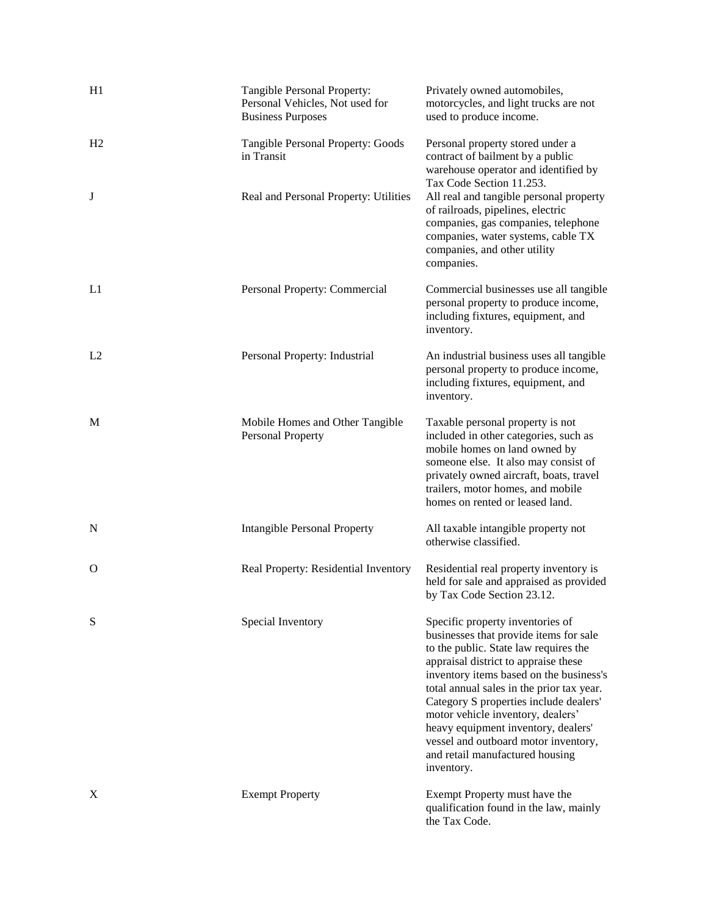| | | |
|---|---|---|
| H1 | Tangible Personal Property: Personal Vehicles, Not used for Business Purposes | Privately owned automobiles, motorcycles, and light trucks are not used to produce income. |
| H2 | Tangible Personal Property: Goods in Transit | Personal property stored under a contract of bailment by a public warehouse operator and identified by Tax Code Section 11.253. |
| J | Real and Personal Property: Utilities | All real and tangible personal property of railroads, pipelines, electric companies, gas companies, telephone companies, water systems, cable TX companies, and other utility companies. |
| L1 | Personal Property: Commercial | Commercial businesses use all tangible personal property to produce income, including fixtures, equipment, and inventory. |
| L2 | Personal Property: Industrial | An industrial business uses all tangible personal property to produce income, including fixtures, equipment, and inventory. |
| M | Mobile Homes and Other Tangible Personal Property | Taxable personal property is not included in other categories, such as mobile homes on land owned by someone else. It also may consist of privately owned aircraft, boats, travel trailers, motor homes, and mobile homes on rented or leased land. |
| N | Intangible Personal Property | All taxable intangible property not otherwise classified. |
| O | Real Property: Residential Inventory | Residential real property inventory is held for sale and appraised as provided by Tax Code Section 23.12. |
| S | Special Inventory | Specific property inventories of businesses that provide items for sale to the public. State law requires the appraisal district to appraise these inventory items based on the business's total annual sales in the prior tax year. Category S properties include dealers' motor vehicle inventory, dealers' heavy equipment inventory, dealers' vessel and outboard motor inventory, and retail manufactured housing inventory. |
| X | Exempt Property | Exempt Property must have the qualification found in the law, mainly the Tax Code. |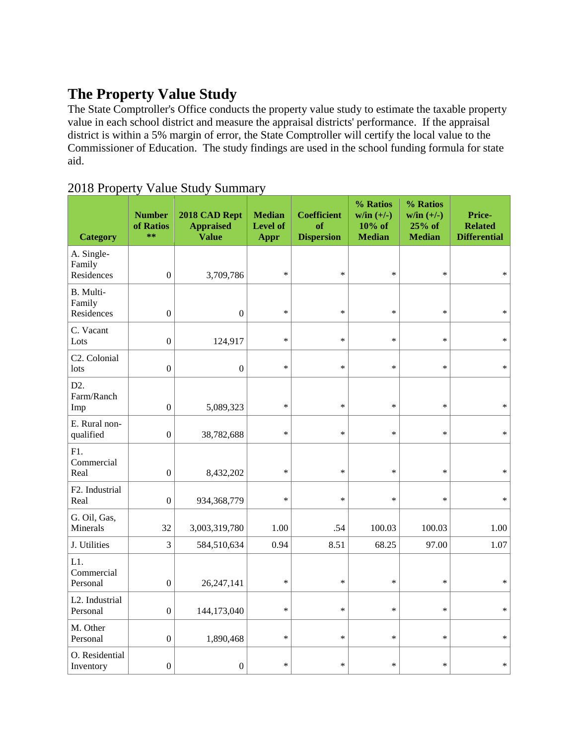# The Property Value Study

The State Comptroller's Office conducts the property value study to estimate the taxable property value in each school district and measure the appraisal districts' performance. If the appraisal district is within a 5% margin of error, the State Comptroller will certify the local value to the Commissioner of Education. The study findings are used in the school funding formula for state aid.

2018 Property Value Study Summary

| Category | Number of Ratios ** | 2018 CAD Rept Appraised Value | Median Level of Appr | Coefficient of Dispersion | % Ratios w/in (+/-) 10% of Median | % Ratios w/in (+/-) 25% of Median | Price-Related Differential |
|---|---|---|---|---|---|---|---|
| A. Single-Family Residences | 0 | 3,709,786 | * | * | * | * | * |
| B. Multi-Family Residences | 0 | 0 | * | * | * | * | * |
| C. Vacant Lots | 0 | 124,917 | * | * | * | * | * |
| C2. Colonial lots | 0 | 0 | * | * | * | * | * |
| D2. Farm/Ranch Imp | 0 | 5,089,323 | * | * | * | * | * |
| E. Rural non-qualified | 0 | 38,782,688 | * | * | * | * | * |
| F1. Commercial Real | 0 | 8,432,202 | * | * | * | * | * |
| F2. Industrial Real | 0 | 934,368,779 | * | * | * | * | * |
| G. Oil, Gas, Minerals | 32 | 3,003,319,780 | 1.00 | .54 | 100.03 | 100.03 | 1.00 |
| J. Utilities | 3 | 584,510,634 | 0.94 | 8.51 | 68.25 | 97.00 | 1.07 |
| L1. Commercial Personal | 0 | 26,247,141 | * | * | * | * | * |
| L2. Industrial Personal | 0 | 144,173,040 | * | * | * | * | * |
| M. Other Personal | 0 | 1,890,468 | * | * | * | * | * |
| O. Residential Inventory | 0 | 0 | * | * | * | * | * |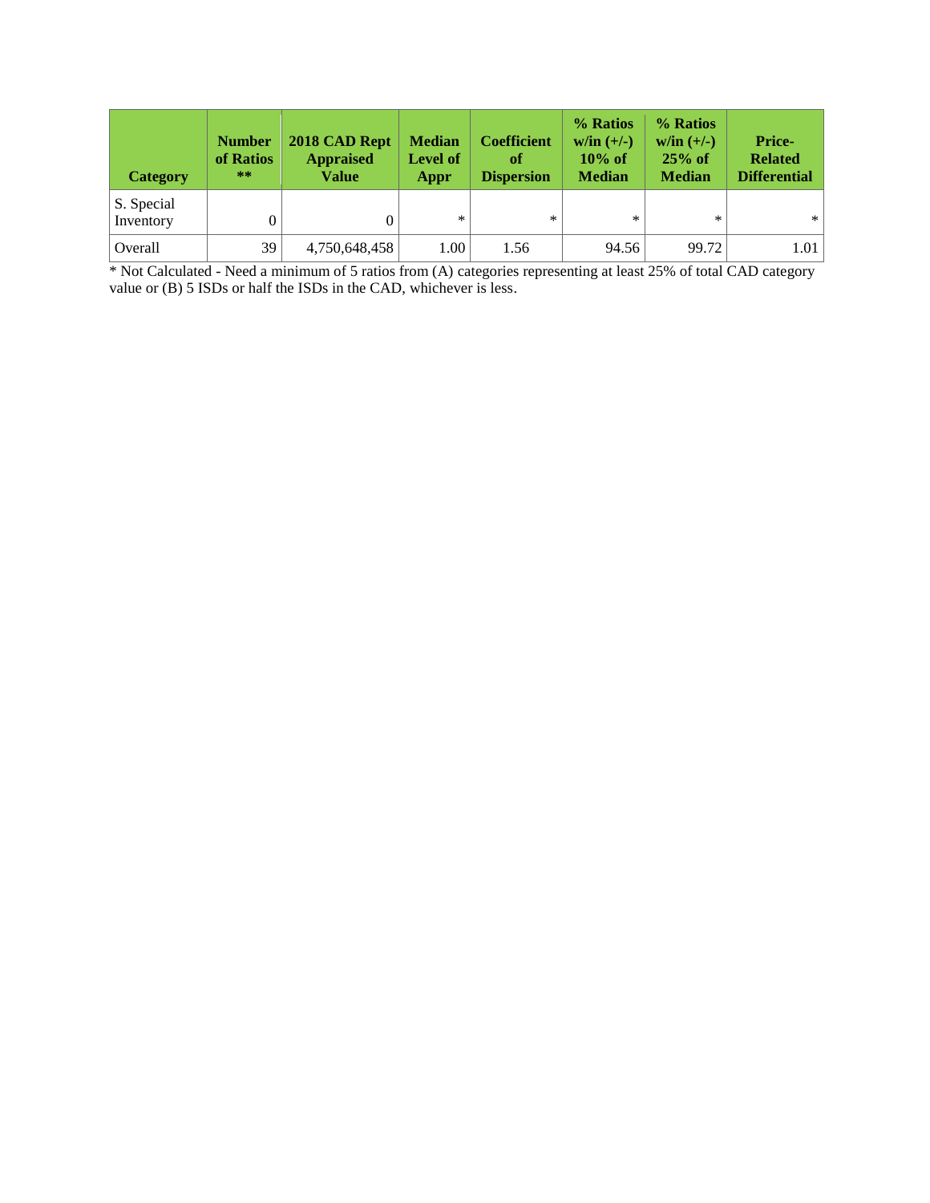| Category | Number of Ratios ** | 2018 CAD Rept Appraised Value | Median Level of Appr | Coefficient of Dispersion | % Ratios w/in (+/-) 10% of Median | % Ratios w/in (+/-) 25% of Median | Price-Related Differential |
|---|---|---|---|---|---|---|---|
| S. Special Inventory | 0 | 0 | * | * | * | * | * |
| Overall | 39 | 4,750,648,458 | 1.00 | 1.56 | 94.56 | 99.72 | 1.01 |

* Not Calculated - Need a minimum of 5 ratios from (A) categories representing at least 25% of total CAD category value or (B) 5 ISDs or half the ISDs in the CAD, whichever is less.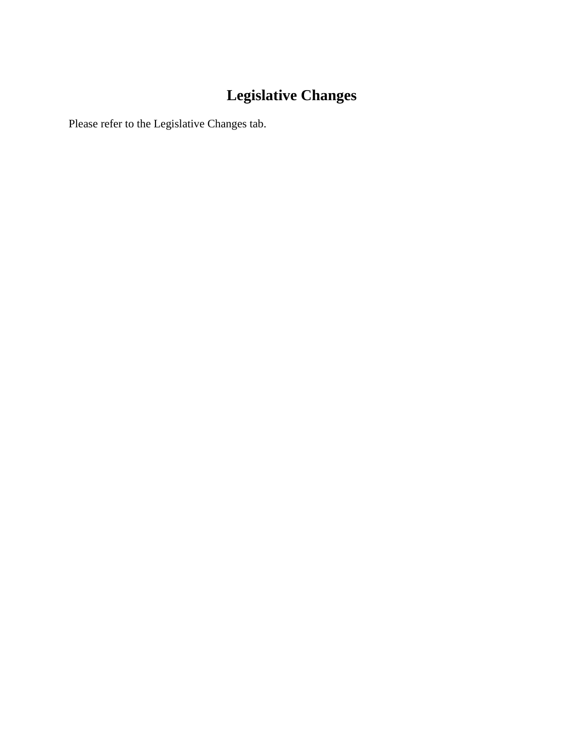# Legislative Changes

Please refer to the Legislative Changes tab.